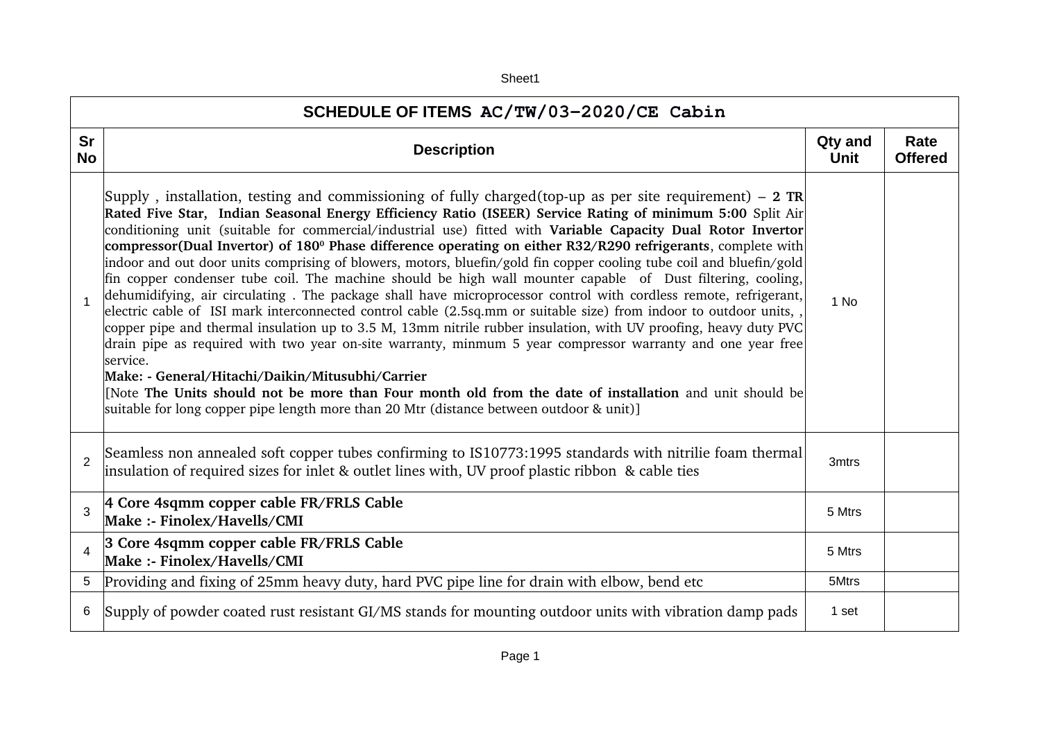| SCHEDULE OF ITEMS AC/TW/03-2020/CE Cabin | | | |
|---|---|---|---|
| **Sr No** | **Description** | **Qty and Unit** | **Rate Offered** |
| 1 | Supply , installation, testing and commissioning of fully charged(top-up as per site requirement) – **2 TR Rated Five Star, Indian Seasonal Energy Efficiency Ratio (ISEER) Service Rating of minimum 5:00** Split Air conditioning unit (suitable for commercial/industrial use) fitted with **Variable Capacity Dual Rotor Invertor compressor(Dual Invertor) of $180^0$ Phase difference operating on either R32/R290 refrigerants**, complete with indoor and out door units comprising of blowers, motors, bluefin/gold fin copper cooling tube coil and bluefin/gold fin copper condenser tube coil. The machine should be high wall mounter capable of Dust filtering, cooling, dehumidifying, air circulating . The package shall have microprocessor control with cordless remote, refrigerant, electric cable of ISI mark interconnected control cable (2.5sq.mm or suitable size) from indoor to outdoor units, , copper pipe and thermal insulation up to 3.5 M, 13mm nitrile rubber insulation, with UV proofing, heavy duty PVC drain pipe as required with two year on-site warranty, minmum 5 year compressor warranty and one year free service.<br>**Make: - General/Hitachi/Daikin/Mitusubhi/Carrier**<br>[Note **The Units should not be more than Four month old from the date of installation** and unit should be suitable for long copper pipe length more than 20 Mtr (distance between outdoor & unit)] | 1 No | |
| 2 | Seamless non annealed soft copper tubes confirming to IS10773:1995 standards with nitrilie foam thermal insulation of required sizes for inlet & outlet lines with, UV proof plastic ribbon & cable ties | 3mtrs | |
| 3 | **4 Core 4sqmm copper cable FR/FRLS Cable**<br>**Make :- Finolex/Havells/CMI** | 5 Mtrs | |
| 4 | **3 Core 4sqmm copper cable FR/FRLS Cable**<br>**Make :- Finolex/Havells/CMI** | 5 Mtrs | |
| 5 | Providing and fixing of 25mm heavy duty, hard PVC pipe line for drain with elbow, bend etc | 5Mtrs | |
| 6 | Supply of powder coated rust resistant GI/MS stands for mounting outdoor units with vibration damp pads | 1 set | |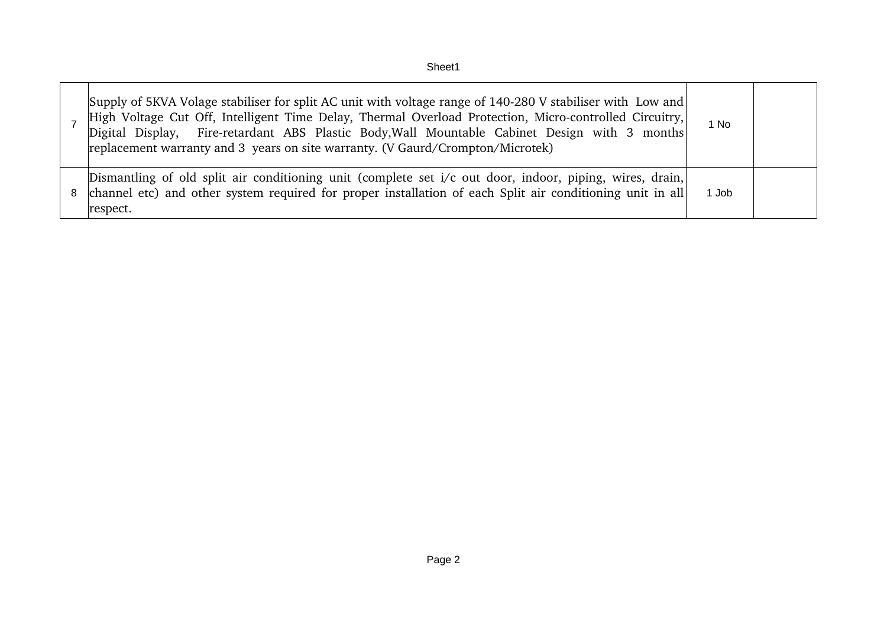| | | | |
|---|---|---|---|
| 7 | Supply of 5KVA Volage stabiliser for split AC unit with voltage range of 140-280 V stabiliser with Low and High Voltage Cut Off, Intelligent Time Delay, Thermal Overload Protection, Micro-controlled Circuitry, Digital Display, Fire-retardant ABS Plastic Body,Wall Mountable Cabinet Design with 3 months replacement warranty and 3 years on site warranty. (V Gaurd/Crompton/Microtek) | 1 No | |
| 8 | Dismantling of old split air conditioning unit (complete set i/c out door, indoor, piping, wires, drain, channel etc) and other system required for proper installation of each Split air conditioning unit in all respect. | 1 Job | |